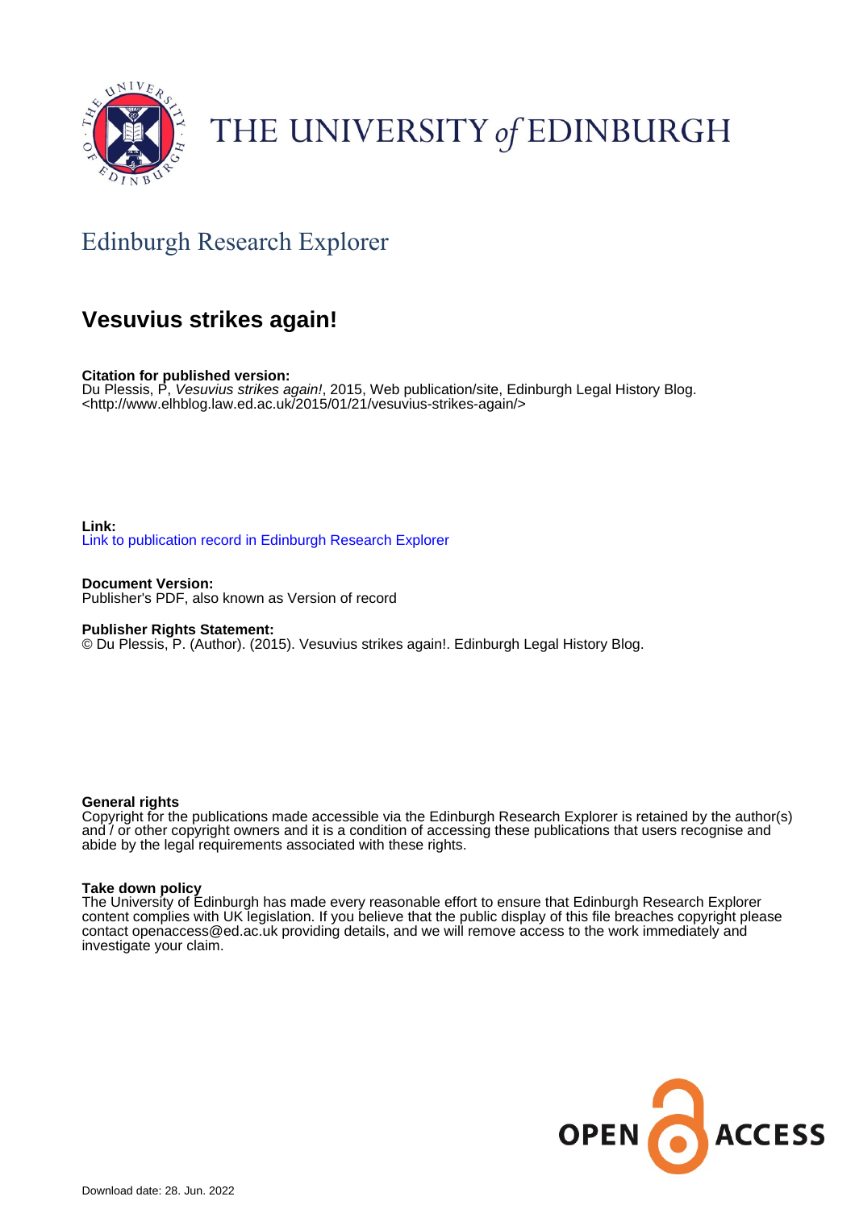THE UNIVERSITY of EDINBURGH

## Edinburgh Research Explorer

# Vesuvius strikes again!

**Citation for published version:**
Du Plessis, P, *Vesuvius strikes again!*, 2015, Web publication/site, Edinburgh Legal History Blog. <http://www.elhblog.law.ed.ac.uk/2015/01/21/vesuvius-strikes-again/>

**Link:**
Link to publication record in Edinburgh Research Explorer

**Document Version:**
Publisher's PDF, also known as Version of record

**Publisher Rights Statement:**
© Du Plessis, P. (Author). (2015). Vesuvius strikes again!. Edinburgh Legal History Blog.

**General rights**
Copyright for the publications made accessible via the Edinburgh Research Explorer is retained by the author(s) and / or other copyright owners and it is a condition of accessing these publications that users recognise and abide by the legal requirements associated with these rights.

**Take down policy**
The University of Edinburgh has made every reasonable effort to ensure that Edinburgh Research Explorer content complies with UK legislation. If you believe that the public display of this file breaches copyright please contact openaccess@ed.ac.uk providing details, and we will remove access to the work immediately and investigate your claim.

OPEN ACCESS

Download date: 28. Jun. 2022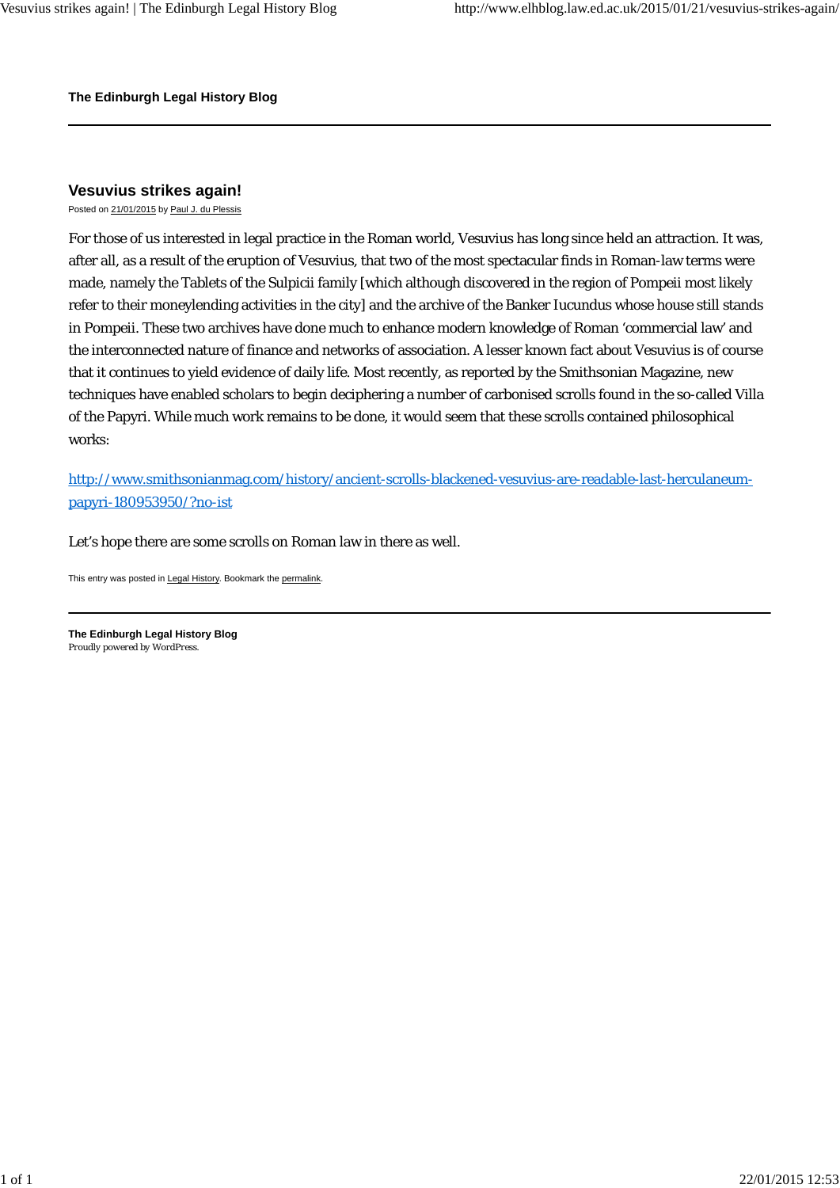**The Edinburgh Legal History Blog**

---

## Vesuvius strikes again!

Posted on 21/01/2015 by Paul J. du Plessis

For those of us interested in legal practice in the Roman world, Vesuvius has long since held an attraction. It was, after all, as a result of the eruption of Vesuvius, that two of the most spectacular finds in Roman-law terms were made, namely the Tablets of the Sulpicii family [which although discovered in the region of Pompeii most likely refer to their moneylending activities in the city] and the archive of the Banker Iucundus whose house still stands in Pompeii. These two archives have done much to enhance modern knowledge of Roman 'commercial law' and the interconnected nature of finance and networks of association. A lesser known fact about Vesuvius is of course that it continues to yield evidence of daily life. Most recently, as reported by the Smithsonian Magazine, new techniques have enabled scholars to begin deciphering a number of carbonised scrolls found in the so-called Villa of the Papyri. While much work remains to be done, it would seem that these scrolls contained philosophical works:

[http://www.smithsonianmag.com/history/ancient-scrolls-blackened-vesuvius-are-readable-last-herculaneum-papyri-180953950/?no-ist](http://www.smithsonianmag.com/history/ancient-scrolls-blackened-vesuvius-are-readable-last-herculaneum-papyri-180953950/?no-ist)

Let's hope there are some scrolls on Roman law in there as well.

This entry was posted in Legal History. Bookmark the permalink.

---

**The Edinburgh Legal History Blog**
*Proudly powered by WordPress.*